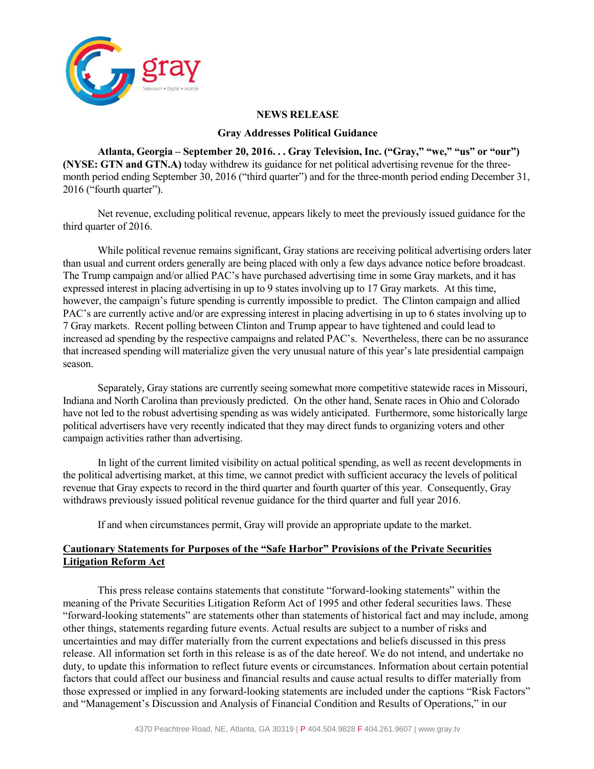gray

Television • Digital • Mobile

## NEWS RELEASE

### Gray Addresses Political Guidance

**Atlanta, Georgia – September 20, 2016. . . Gray Television, Inc. ("Gray," "we," "us" or "our") (NYSE: GTN and GTN.A)** today withdrew its guidance for net political advertising revenue for the three-month period ending September 30, 2016 ("third quarter") and for the three-month period ending December 31, 2016 ("fourth quarter").

Net revenue, excluding political revenue, appears likely to meet the previously issued guidance for the third quarter of 2016.

While political revenue remains significant, Gray stations are receiving political advertising orders later than usual and current orders generally are being placed with only a few days advance notice before broadcast. The Trump campaign and/or allied PAC's have purchased advertising time in some Gray markets, and it has expressed interest in placing advertising in up to 9 states involving up to 17 Gray markets. At this time, however, the campaign's future spending is currently impossible to predict. The Clinton campaign and allied PAC's are currently active and/or are expressing interest in placing advertising in up to 6 states involving up to 7 Gray markets. Recent polling between Clinton and Trump appear to have tightened and could lead to increased ad spending by the respective campaigns and related PAC's. Nevertheless, there can be no assurance that increased spending will materialize given the very unusual nature of this year's late presidential campaign season.

Separately, Gray stations are currently seeing somewhat more competitive statewide races in Missouri, Indiana and North Carolina than previously predicted. On the other hand, Senate races in Ohio and Colorado have not led to the robust advertising spending as was widely anticipated. Furthermore, some historically large political advertisers have very recently indicated that they may direct funds to organizing voters and other campaign activities rather than advertising.

In light of the current limited visibility on actual political spending, as well as recent developments in the political advertising market, at this time, we cannot predict with sufficient accuracy the levels of political revenue that Gray expects to record in the third quarter and fourth quarter of this year. Consequently, Gray withdraws previously issued political revenue guidance for the third quarter and full year 2016.

If and when circumstances permit, Gray will provide an appropriate update to the market.

**Cautionary Statements for Purposes of the "Safe Harbor" Provisions of the Private Securities Litigation Reform Act**

This press release contains statements that constitute "forward-looking statements" within the meaning of the Private Securities Litigation Reform Act of 1995 and other federal securities laws. These "forward-looking statements" are statements other than statements of historical fact and may include, among other things, statements regarding future events. Actual results are subject to a number of risks and uncertainties and may differ materially from the current expectations and beliefs discussed in this press release. All information set forth in this release is as of the date hereof. We do not intend, and undertake no duty, to update this information to reflect future events or circumstances. Information about certain potential factors that could affect our business and financial results and cause actual results to differ materially from those expressed or implied in any forward-looking statements are included under the captions "Risk Factors" and "Management's Discussion and Analysis of Financial Condition and Results of Operations," in our

4370 Peachtree Road, NE, Atlanta, GA 30319 | P 404.504.9828 F 404.261.9607 | www.gray.tv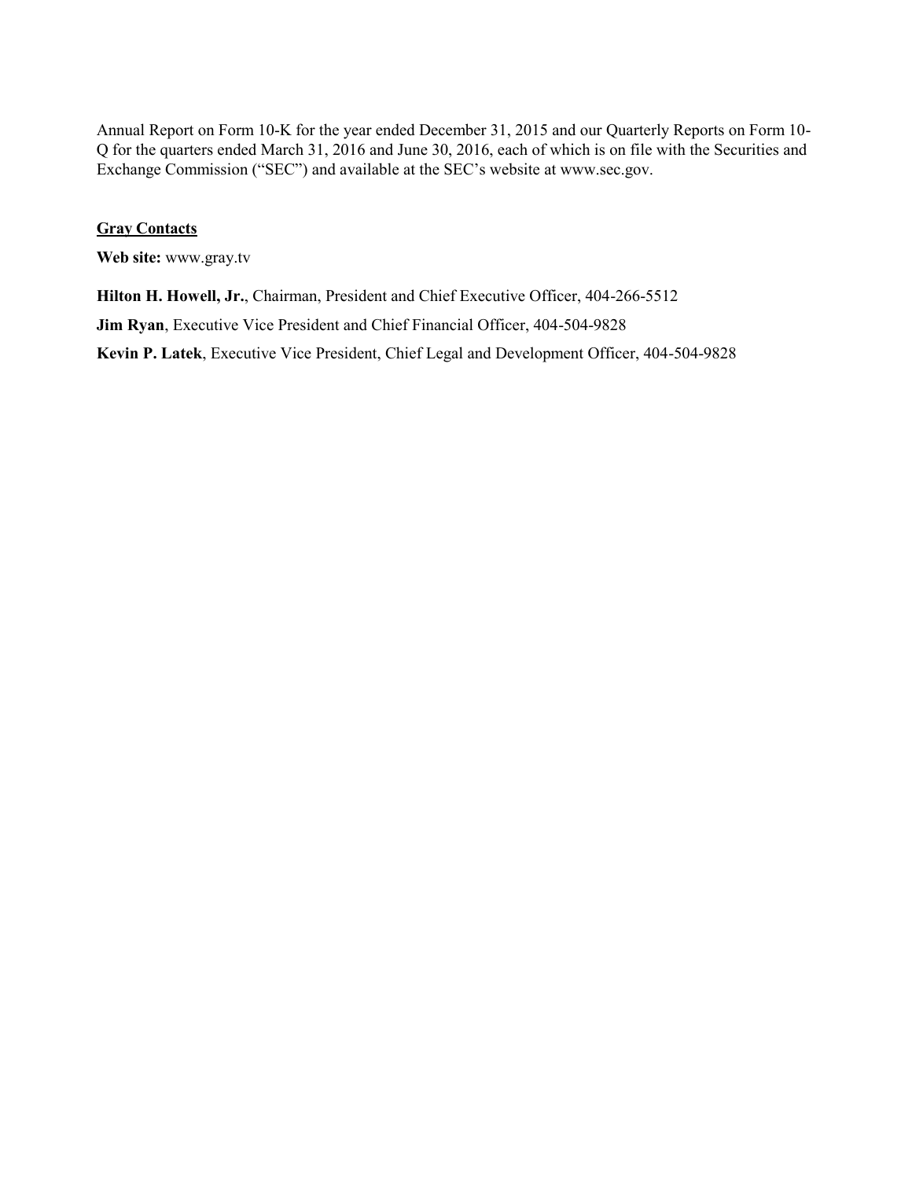Annual Report on Form 10-K for the year ended December 31, 2015 and our Quarterly Reports on Form 10-Q for the quarters ended March 31, 2016 and June 30, 2016, each of which is on file with the Securities and Exchange Commission ("SEC") and available at the SEC's website at www.sec.gov.

**Gray Contacts**

**Web site:** www.gray.tv

**Hilton H. Howell, Jr.**, Chairman, President and Chief Executive Officer, 404-266-5512

**Jim Ryan**, Executive Vice President and Chief Financial Officer, 404-504-9828

**Kevin P. Latek**, Executive Vice President, Chief Legal and Development Officer, 404-504-9828